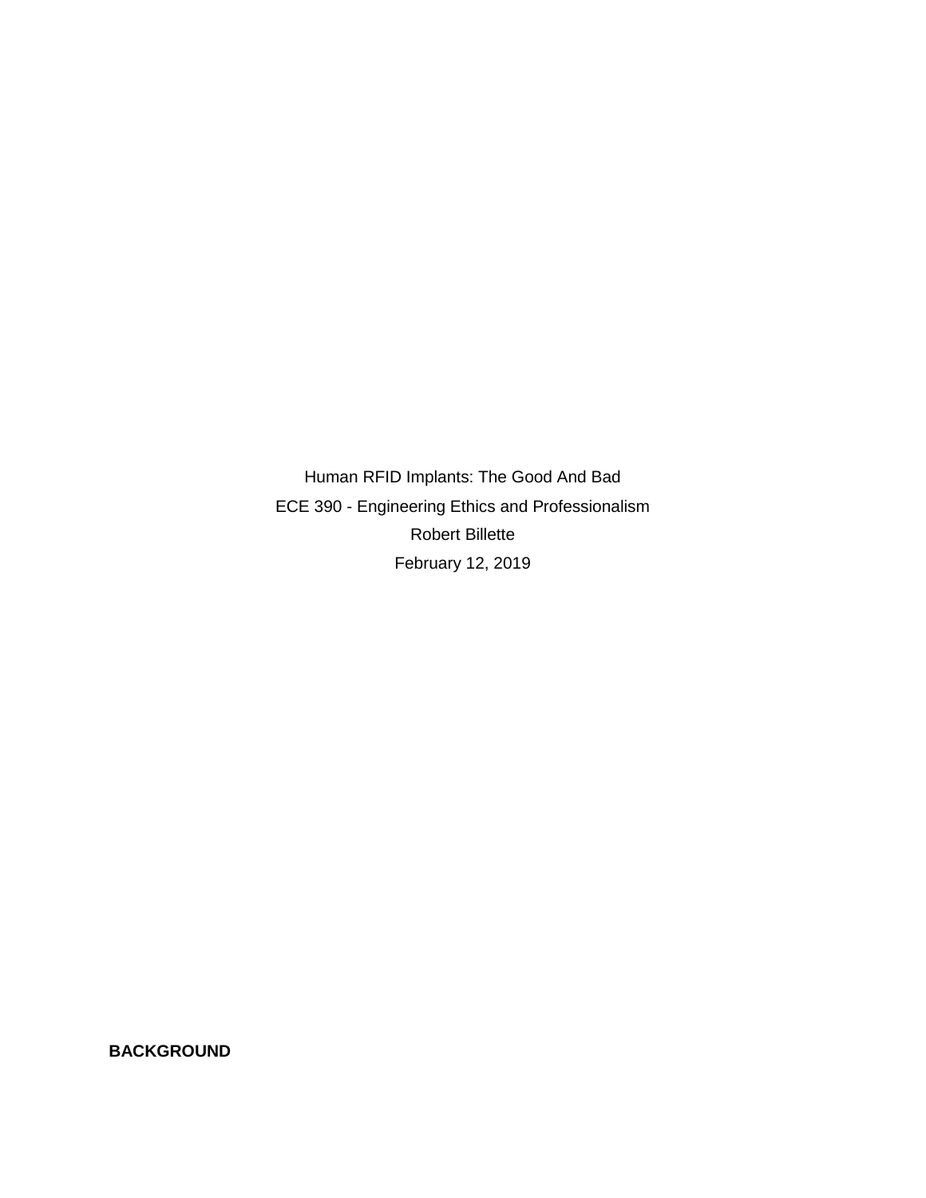Human RFID Implants: The Good And Bad

ECE 390 - Engineering Ethics and Professionalism

Robert Billette

February 12, 2019

**BACKGROUND**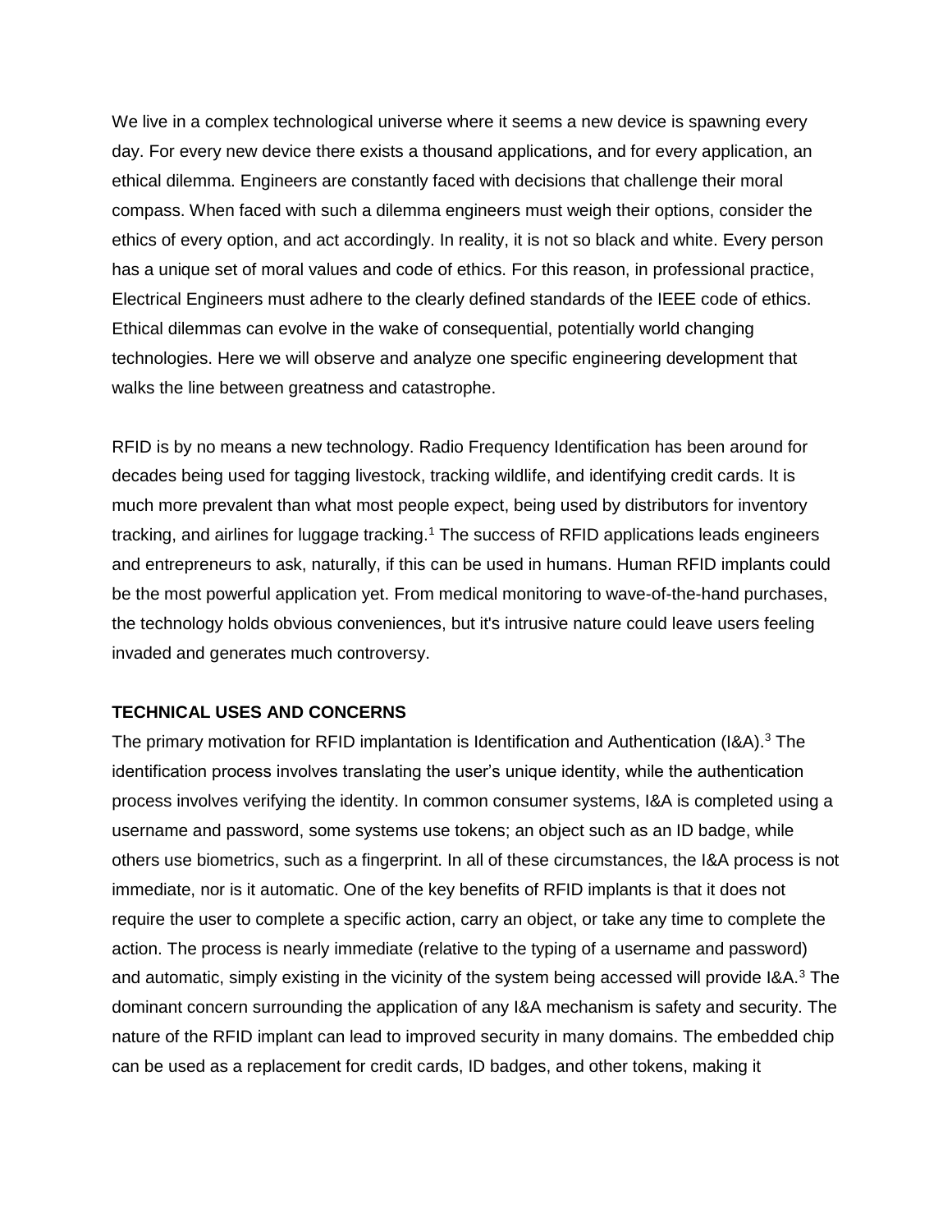We live in a complex technological universe where it seems a new device is spawning every day. For every new device there exists a thousand applications, and for every application, an ethical dilemma. Engineers are constantly faced with decisions that challenge their moral compass. When faced with such a dilemma engineers must weigh their options, consider the ethics of every option, and act accordingly. In reality, it is not so black and white. Every person has a unique set of moral values and code of ethics. For this reason, in professional practice, Electrical Engineers must adhere to the clearly defined standards of the IEEE code of ethics. Ethical dilemmas can evolve in the wake of consequential, potentially world changing technologies. Here we will observe and analyze one specific engineering development that walks the line between greatness and catastrophe.

RFID is by no means a new technology. Radio Frequency Identification has been around for decades being used for tagging livestock, tracking wildlife, and identifying credit cards. It is much more prevalent than what most people expect, being used by distributors for inventory tracking, and airlines for luggage tracking.[1] The success of RFID applications leads engineers and entrepreneurs to ask, naturally, if this can be used in humans. Human RFID implants could be the most powerful application yet. From medical monitoring to wave-of-the-hand purchases, the technology holds obvious conveniences, but it's intrusive nature could leave users feeling invaded and generates much controversy.

**TECHNICAL USES AND CONCERNS**

The primary motivation for RFID implantation is Identification and Authentication (I&A).[3] The identification process involves translating the user's unique identity, while the authentication process involves verifying the identity. In common consumer systems, I&A is completed using a username and password, some systems use tokens; an object such as an ID badge, while others use biometrics, such as a fingerprint. In all of these circumstances, the I&A process is not immediate, nor is it automatic. One of the key benefits of RFID implants is that it does not require the user to complete a specific action, carry an object, or take any time to complete the action. The process is nearly immediate (relative to the typing of a username and password) and automatic, simply existing in the vicinity of the system being accessed will provide I&A.[3] The dominant concern surrounding the application of any I&A mechanism is safety and security. The nature of the RFID implant can lead to improved security in many domains. The embedded chip can be used as a replacement for credit cards, ID badges, and other tokens, making it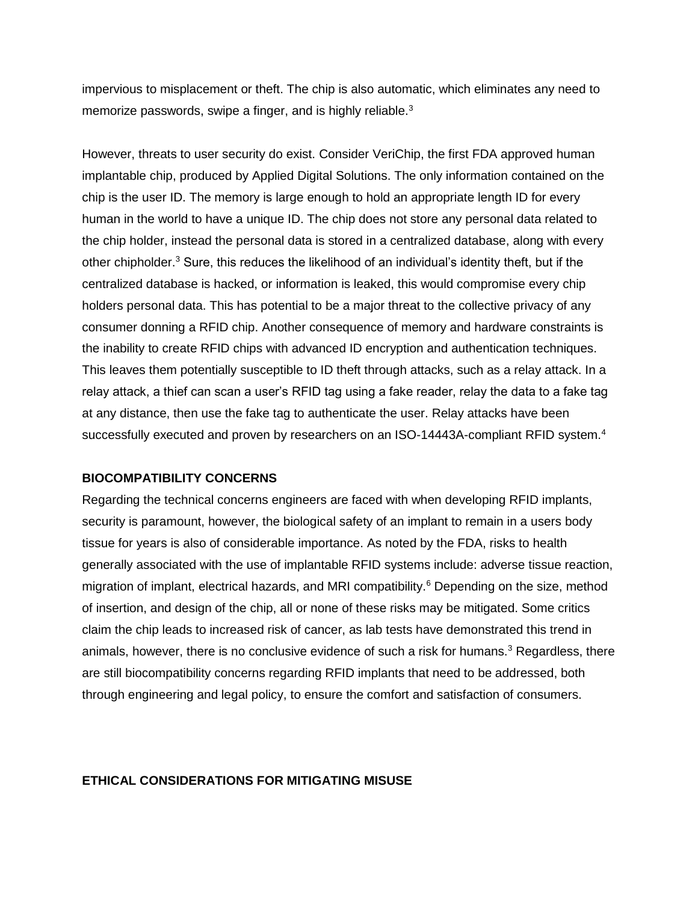impervious to misplacement or theft. The chip is also automatic, which eliminates any need to memorize passwords, swipe a finger, and is highly reliable.[3]

However, threats to user security do exist. Consider VeriChip, the first FDA approved human implantable chip, produced by Applied Digital Solutions. The only information contained on the chip is the user ID. The memory is large enough to hold an appropriate length ID for every human in the world to have a unique ID. The chip does not store any personal data related to the chip holder, instead the personal data is stored in a centralized database, along with every other chipholder.[3] Sure, this reduces the likelihood of an individual's identity theft, but if the centralized database is hacked, or information is leaked, this would compromise every chip holders personal data. This has potential to be a major threat to the collective privacy of any consumer donning a RFID chip. Another consequence of memory and hardware constraints is the inability to create RFID chips with advanced ID encryption and authentication techniques. This leaves them potentially susceptible to ID theft through attacks, such as a relay attack. In a relay attack, a thief can scan a user's RFID tag using a fake reader, relay the data to a fake tag at any distance, then use the fake tag to authenticate the user. Relay attacks have been successfully executed and proven by researchers on an ISO-14443A-compliant RFID system.[4]

**BIOCOMPATIBILITY CONCERNS**

Regarding the technical concerns engineers are faced with when developing RFID implants, security is paramount, however, the biological safety of an implant to remain in a users body tissue for years is also of considerable importance. As noted by the FDA, risks to health generally associated with the use of implantable RFID systems include: adverse tissue reaction, migration of implant, electrical hazards, and MRI compatibility.[6] Depending on the size, method of insertion, and design of the chip, all or none of these risks may be mitigated. Some critics claim the chip leads to increased risk of cancer, as lab tests have demonstrated this trend in animals, however, there is no conclusive evidence of such a risk for humans.[3] Regardless, there are still biocompatibility concerns regarding RFID implants that need to be addressed, both through engineering and legal policy, to ensure the comfort and satisfaction of consumers.

**ETHICAL CONSIDERATIONS FOR MITIGATING MISUSE**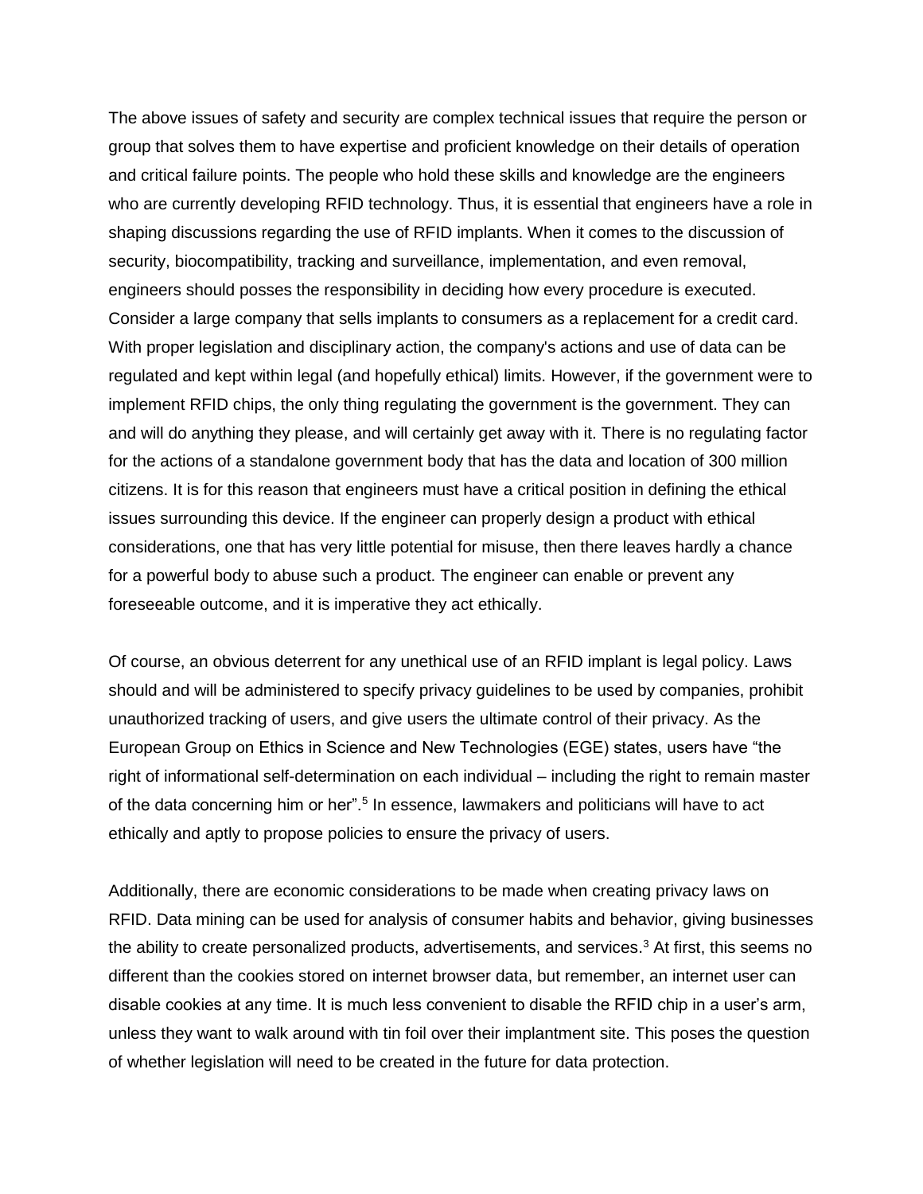The above issues of safety and security are complex technical issues that require the person or group that solves them to have expertise and proficient knowledge on their details of operation and critical failure points. The people who hold these skills and knowledge are the engineers who are currently developing RFID technology. Thus, it is essential that engineers have a role in shaping discussions regarding the use of RFID implants. When it comes to the discussion of security, biocompatibility, tracking and surveillance, implementation, and even removal, engineers should posses the responsibility in deciding how every procedure is executed. Consider a large company that sells implants to consumers as a replacement for a credit card. With proper legislation and disciplinary action, the company's actions and use of data can be regulated and kept within legal (and hopefully ethical) limits. However, if the government were to implement RFID chips, the only thing regulating the government is the government. They can and will do anything they please, and will certainly get away with it. There is no regulating factor for the actions of a standalone government body that has the data and location of 300 million citizens. It is for this reason that engineers must have a critical position in defining the ethical issues surrounding this device. If the engineer can properly design a product with ethical considerations, one that has very little potential for misuse, then there leaves hardly a chance for a powerful body to abuse such a product. The engineer can enable or prevent any foreseeable outcome, and it is imperative they act ethically.

Of course, an obvious deterrent for any unethical use of an RFID implant is legal policy. Laws should and will be administered to specify privacy guidelines to be used by companies, prohibit unauthorized tracking of users, and give users the ultimate control of their privacy. As the European Group on Ethics in Science and New Technologies (EGE) states, users have "the right of informational self-determination on each individual – including the right to remain master of the data concerning him or her".[5] In essence, lawmakers and politicians will have to act ethically and aptly to propose policies to ensure the privacy of users.

Additionally, there are economic considerations to be made when creating privacy laws on RFID. Data mining can be used for analysis of consumer habits and behavior, giving businesses the ability to create personalized products, advertisements, and services.[3] At first, this seems no different than the cookies stored on internet browser data, but remember, an internet user can disable cookies at any time. It is much less convenient to disable the RFID chip in a user's arm, unless they want to walk around with tin foil over their implantment site. This poses the question of whether legislation will need to be created in the future for data protection.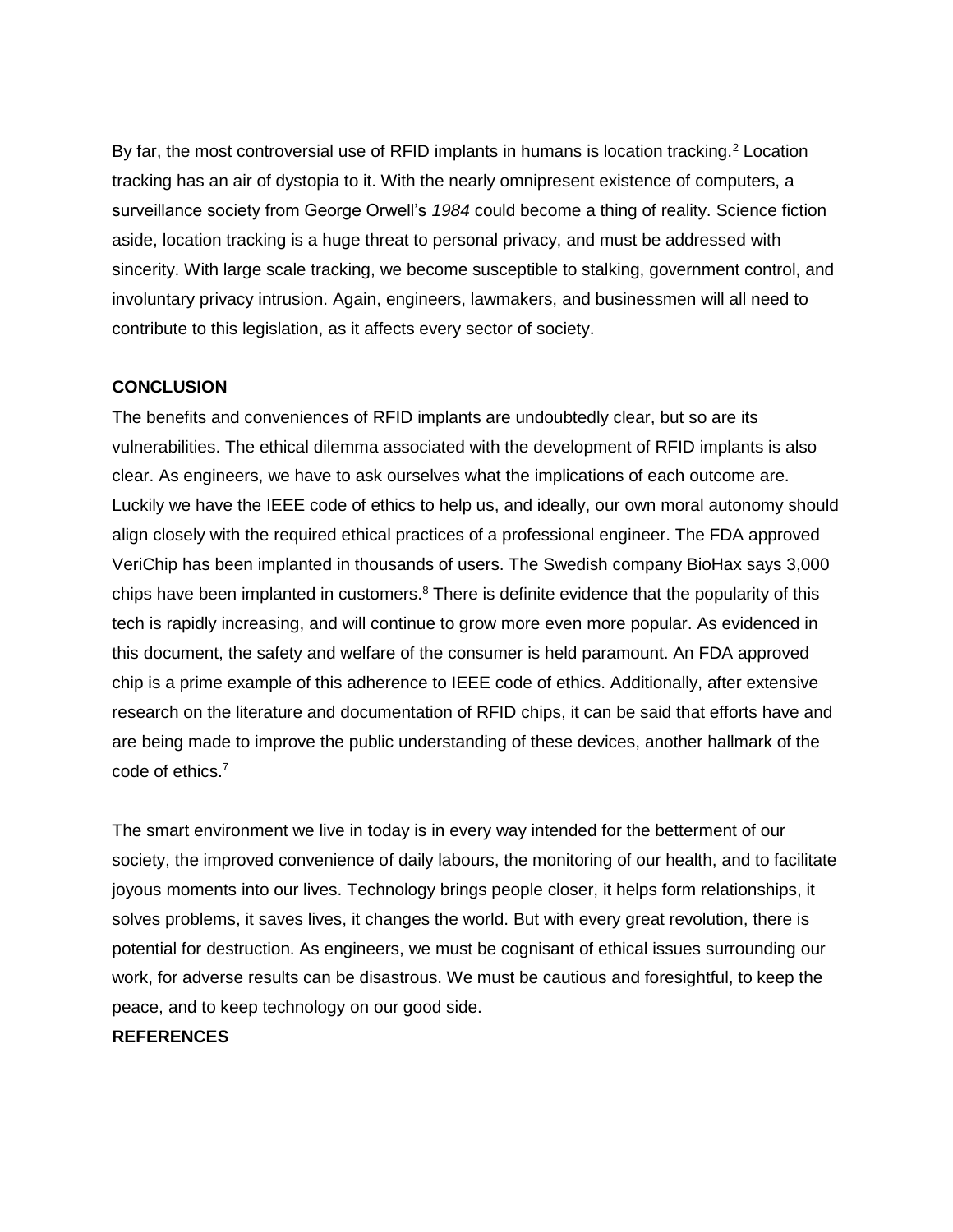By far, the most controversial use of RFID implants in humans is location tracking.[2] Location tracking has an air of dystopia to it. With the nearly omnipresent existence of computers, a surveillance society from George Orwell's *1984* could become a thing of reality. Science fiction aside, location tracking is a huge threat to personal privacy, and must be addressed with sincerity. With large scale tracking, we become susceptible to stalking, government control, and involuntary privacy intrusion. Again, engineers, lawmakers, and businessmen will all need to contribute to this legislation, as it affects every sector of society.

## CONCLUSION

The benefits and conveniences of RFID implants are undoubtedly clear, but so are its vulnerabilities. The ethical dilemma associated with the development of RFID implants is also clear. As engineers, we have to ask ourselves what the implications of each outcome are. Luckily we have the IEEE code of ethics to help us, and ideally, our own moral autonomy should align closely with the required ethical practices of a professional engineer. The FDA approved VeriChip has been implanted in thousands of users. The Swedish company BioHax says 3,000 chips have been implanted in customers.[8] There is definite evidence that the popularity of this tech is rapidly increasing, and will continue to grow more even more popular. As evidenced in this document, the safety and welfare of the consumer is held paramount. An FDA approved chip is a prime example of this adherence to IEEE code of ethics. Additionally, after extensive research on the literature and documentation of RFID chips, it can be said that efforts have and are being made to improve the public understanding of these devices, another hallmark of the code of ethics.[7]

The smart environment we live in today is in every way intended for the betterment of our society, the improved convenience of daily labours, the monitoring of our health, and to facilitate joyous moments into our lives. Technology brings people closer, it helps form relationships, it solves problems, it saves lives, it changes the world. But with every great revolution, there is potential for destruction. As engineers, we must be cognisant of ethical issues surrounding our work, for adverse results can be disastrous. We must be cautious and foresightful, to keep the peace, and to keep technology on our good side.

## REFERENCES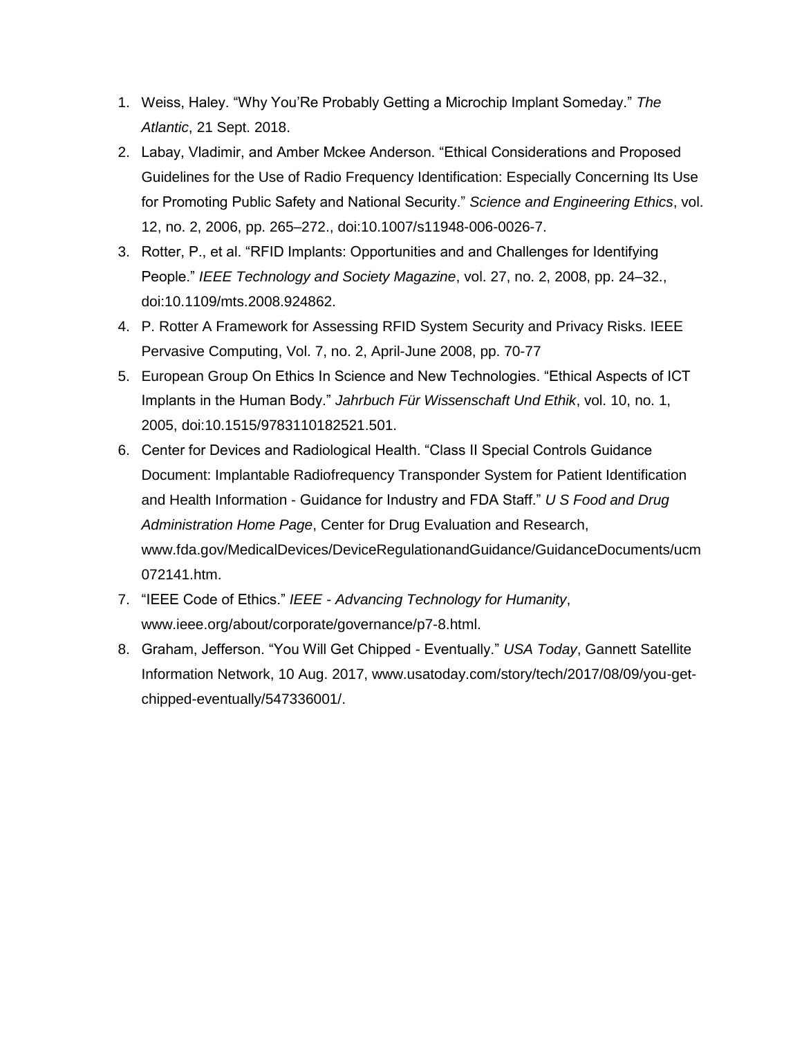1. Weiss, Haley. "Why You'Re Probably Getting a Microchip Implant Someday." *The Atlantic*, 21 Sept. 2018.
2. Labay, Vladimir, and Amber Mckee Anderson. "Ethical Considerations and Proposed Guidelines for the Use of Radio Frequency Identification: Especially Concerning Its Use for Promoting Public Safety and National Security." *Science and Engineering Ethics*, vol. 12, no. 2, 2006, pp. 265–272., doi:10.1007/s11948-006-0026-7.
3. Rotter, P., et al. "RFID Implants: Opportunities and and Challenges for Identifying People." *IEEE Technology and Society Magazine*, vol. 27, no. 2, 2008, pp. 24–32., doi:10.1109/mts.2008.924862.
4. P. Rotter A Framework for Assessing RFID System Security and Privacy Risks. IEEE Pervasive Computing, Vol. 7, no. 2, April-June 2008, pp. 70-77
5. European Group On Ethics In Science and New Technologies. "Ethical Aspects of ICT Implants in the Human Body." *Jahrbuch Für Wissenschaft Und Ethik*, vol. 10, no. 1, 2005, doi:10.1515/9783110182521.501.
6. Center for Devices and Radiological Health. "Class II Special Controls Guidance Document: Implantable Radiofrequency Transponder System for Patient Identification and Health Information - Guidance for Industry and FDA Staff." *U S Food and Drug Administration Home Page*, Center for Drug Evaluation and Research, www.fda.gov/MedicalDevices/DeviceRegulationandGuidance/GuidanceDocuments/ucm072141.htm.
7. "IEEE Code of Ethics." *IEEE - Advancing Technology for Humanity*, www.ieee.org/about/corporate/governance/p7-8.html.
8. Graham, Jefferson. "You Will Get Chipped - Eventually." *USA Today*, Gannett Satellite Information Network, 10 Aug. 2017, www.usatoday.com/story/tech/2017/08/09/you-get-chipped-eventually/547336001/.